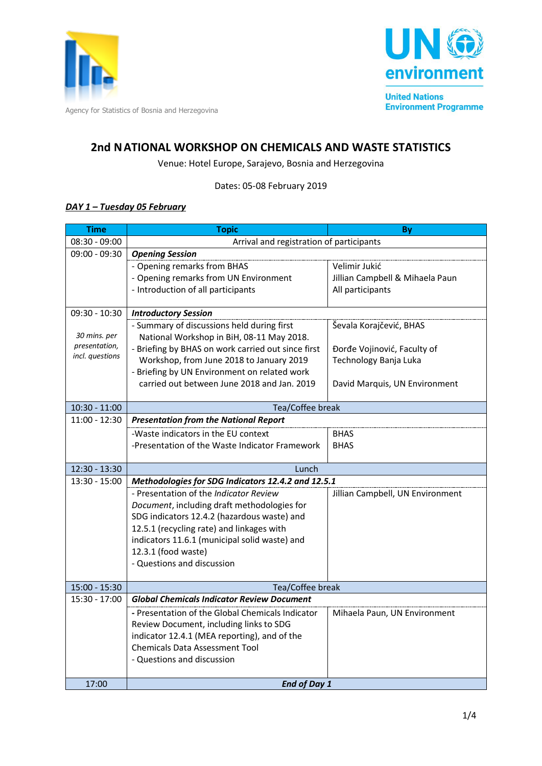Agency for Statistics of Bosnia and Herzegovina

UN environment

United Nations Environment Programme

# 2nd NATIONAL WORKSHOP ON CHEMICALS AND WASTE STATISTICS

Venue: Hotel Europe, Sarajevo, Bosnia and Herzegovina

Dates: 05-08 February 2019

***DAY 1 – Tuesday 05 February***

| Time | Topic | By |
|---|---|---|
| 08:30 - 09:00 | Arrival and registration of participants | |
| 09:00 - 09:30 | ***Opening Session*** | |
| | - Opening remarks from BHAS<br>- Opening remarks from UN Environment<br>- Introduction of all participants | Velimir Jukić<br>Jillian Campbell & Mihaela Paun<br>All participants |
| 09:30 - 10:30 | ***Introductory Session*** | |
| *30 mins. per presentation, incl. questions* | - Summary of discussions held during first National Workshop in BiH, 08-11 May 2018.<br>- Briefing by BHAS on work carried out since first Workshop, from June 2018 to January 2019<br>- Briefing by UN Environment on related work carried out between June 2018 and Jan. 2019 | Ševala Korajčević, BHAS<br><br>Đorđe Vojinović, Faculty of Technology Banja Luka<br><br>David Marquis, UN Environment |
| 10:30 - 11:00 | Tea/Coffee break | |
| 11:00 - 12:30 | ***Presentation from the National Report*** | |
| | -Waste indicators in the EU context<br>-Presentation of the Waste Indicator Framework | BHAS<br>BHAS |
| 12:30 - 13:30 | Lunch | |
| 13:30 - 15:00 | ***Methodologies for SDG Indicators 12.4.2 and 12.5.1*** | |
| | - Presentation of the *Indicator Review Document*, including draft methodologies for SDG indicators 12.4.2 (hazardous waste) and 12.5.1 (recycling rate) and linkages with indicators 11.6.1 (municipal solid waste) and 12.3.1 (food waste)<br>- Questions and discussion | Jillian Campbell, UN Environment |
| 15:00 - 15:30 | Tea/Coffee break | |
| 15:30 - 17:00 | ***Global Chemicals Indicator Review Document*** | |
| | - Presentation of the Global Chemicals Indicator Review Document, including links to SDG indicator 12.4.1 (MEA reporting), and of the Chemicals Data Assessment Tool<br>- Questions and discussion | Mihaela Paun, UN Environment |
| 17:00 | ***End of Day 1*** | |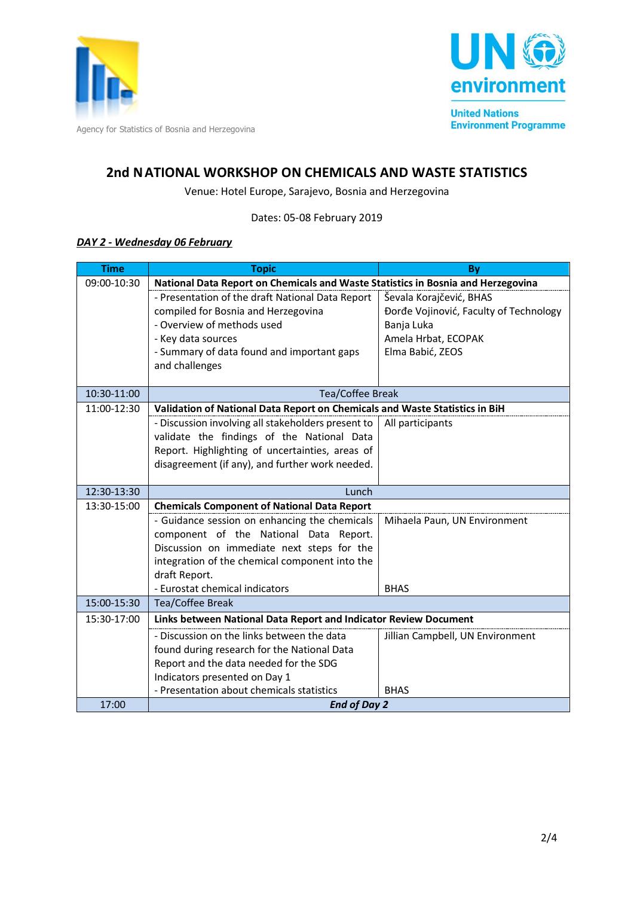Agency for Statistics of Bosnia and Herzegovina

**UN environment**

United Nations Environment Programme

# 2nd NATIONAL WORKSHOP ON CHEMICALS AND WASTE STATISTICS

Venue: Hotel Europe, Sarajevo, Bosnia and Herzegovina

Dates: 05-08 February 2019

***DAY 2 - Wednesday 06 February***

| Time | Topic | By |
|---|---|---|
| 09:00-10:30 | **National Data Report on Chemicals and Waste Statistics in Bosnia and Herzegovina** | |
| | - Presentation of the draft National Data Report compiled for Bosnia and Herzegovina<br>- Overview of methods used<br>- Key data sources<br>- Summary of data found and important gaps and challenges | Ševala Korajčević, BHAS<br>Đorđe Vojinović, Faculty of Technology Banja Luka<br>Amela Hrbat, ECOPAK<br>Elma Babić, ZEOS |
| 10:30-11:00 | Tea/Coffee Break | |
| 11:00-12:30 | **Validation of National Data Report on Chemicals and Waste Statistics in BiH** | |
| | - Discussion involving all stakeholders present to validate the findings of the National Data Report. Highlighting of uncertainties, areas of disagreement (if any), and further work needed. | All participants |
| 12:30-13:30 | Lunch | |
| 13:30-15:00 | **Chemicals Component of National Data Report** | |
| | - Guidance session on enhancing the chemicals component of the National Data Report. Discussion on immediate next steps for the integration of the chemical component into the draft Report. | Mihaela Paun, UN Environment |
| | - Eurostat chemical indicators | BHAS |
| 15:00-15:30 | Tea/Coffee Break | |
| 15:30-17:00 | **Links between National Data Report and Indicator Review Document** | |
| | - Discussion on the links between the data found during research for the National Data Report and the data needed for the SDG Indicators presented on Day 1 | Jillian Campbell, UN Environment |
| | - Presentation about chemicals statistics | BHAS |
| 17:00 | ***End of Day 2*** | |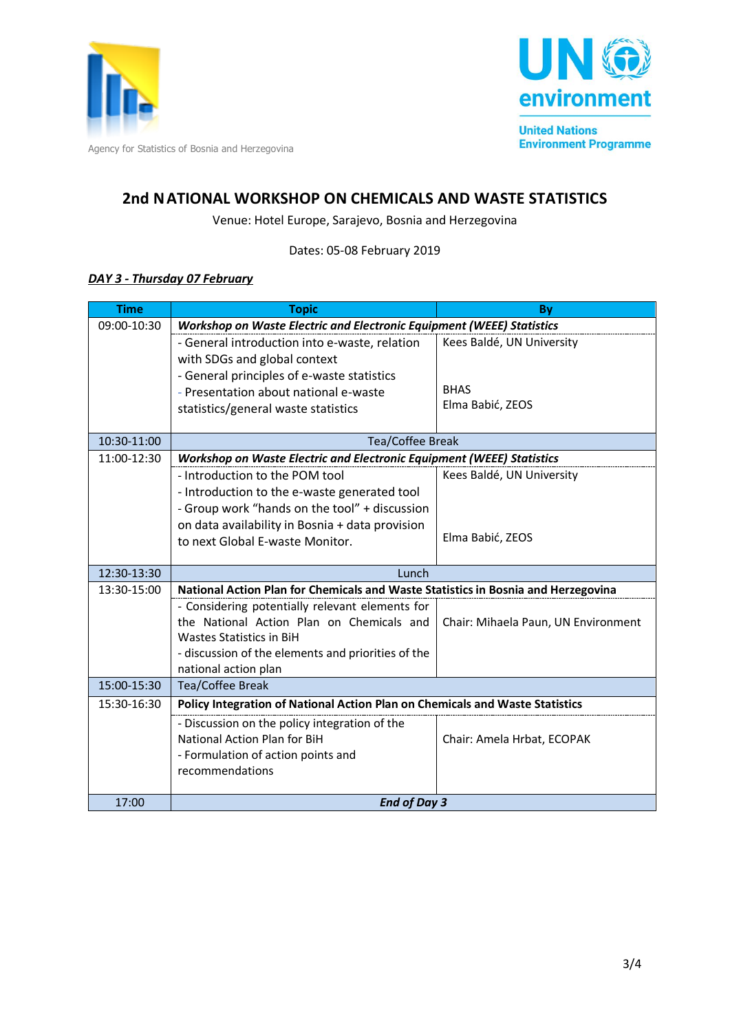Agency for Statistics of Bosnia and Herzegovina

UN environment
United Nations Environment Programme

# 2nd NATIONAL WORKSHOP ON CHEMICALS AND WASTE STATISTICS

Venue: Hotel Europe, Sarajevo, Bosnia and Herzegovina

Dates: 05-08 February 2019

***DAY 3 - Thursday 07 February***

| Time | Topic | By |
|---|---|---|
| 09:00-10:30 | ***Workshop on Waste Electric and Electronic Equipment (WEEE) Statistics*** | |
| | - General introduction into e-waste, relation with SDGs and global context<br>- General principles of e-waste statistics<br>- Presentation about national e-waste statistics/general waste statistics | Kees Baldé, UN University<br><br>BHAS<br>Elma Babić, ZEOS |
| 10:30-11:00 | Tea/Coffee Break | |
| 11:00-12:30 | ***Workshop on Waste Electric and Electronic Equipment (WEEE) Statistics*** | |
| | - Introduction to the POM tool<br>- Introduction to the e-waste generated tool<br>- Group work "hands on the tool" + discussion on data availability in Bosnia + data provision to next Global E-waste Monitor. | Kees Baldé, UN University<br><br>Elma Babić, ZEOS |
| 12:30-13:30 | Lunch | |
| 13:30-15:00 | **National Action Plan for Chemicals and Waste Statistics in Bosnia and Herzegovina** | |
| | - Considering potentially relevant elements for the National Action Plan on Chemicals and Wastes Statistics in BiH<br>- discussion of the elements and priorities of the national action plan | Chair: Mihaela Paun, UN Environment |
| 15:00-15:30 | Tea/Coffee Break | |
| 15:30-16:30 | **Policy Integration of National Action Plan on Chemicals and Waste Statistics** | |
| | - Discussion on the policy integration of the National Action Plan for BiH<br>- Formulation of action points and recommendations | Chair: Amela Hrbat, ECOPAK |
| 17:00 | ***End of Day 3*** | |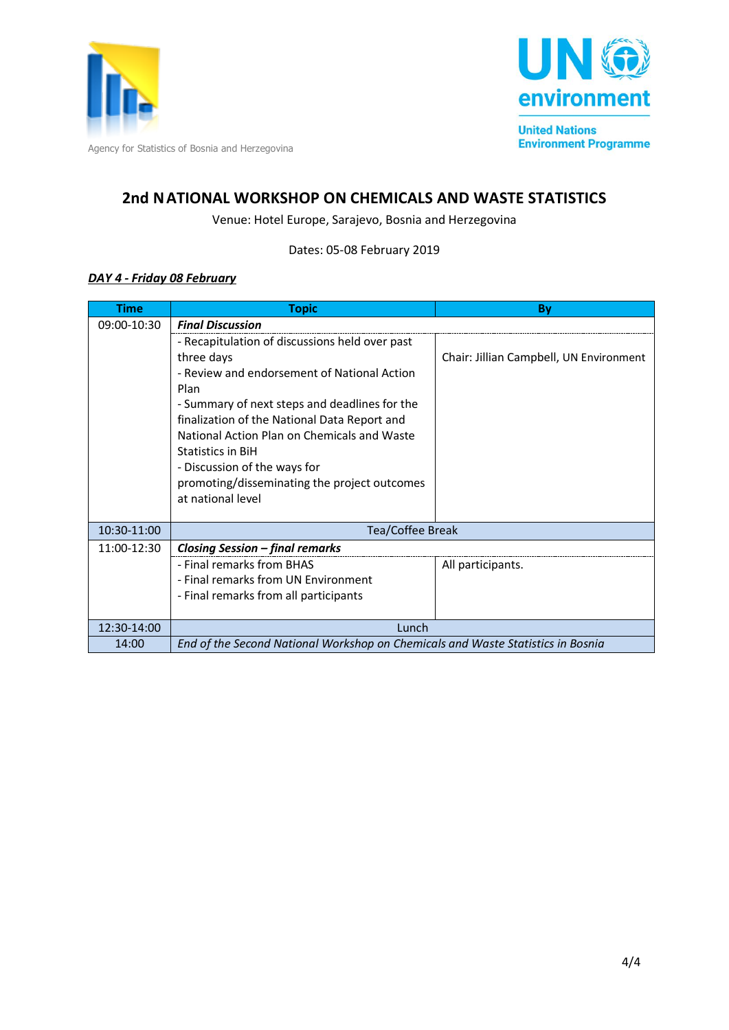Agency for Statistics of Bosnia and Herzegovina

UN environment

United Nations Environment Programme

# 2nd NATIONAL WORKSHOP ON CHEMICALS AND WASTE STATISTICS

Venue: Hotel Europe, Sarajevo, Bosnia and Herzegovina

Dates: 05-08 February 2019

***DAY 4 - Friday 08 February***

| Time | Topic | By |
|---|---|---|
| 09:00-10:30 | ***Final Discussion*** | |
| | - Recapitulation of discussions held over past three days<br>- Review and endorsement of National Action Plan<br>- Summary of next steps and deadlines for the finalization of the National Data Report and National Action Plan on Chemicals and Waste Statistics in BiH<br>- Discussion of the ways for promoting/disseminating the project outcomes at national level | Chair: Jillian Campbell, UN Environment |
| 10:30-11:00 | Tea/Coffee Break | |
| 11:00-12:30 | ***Closing Session – final remarks*** | |
| | - Final remarks from BHAS<br>- Final remarks from UN Environment<br>- Final remarks from all participants | All participants. |
| 12:30-14:00 | Lunch | |
| 14:00 | *End of the Second National Workshop on Chemicals and Waste Statistics in Bosnia* | |